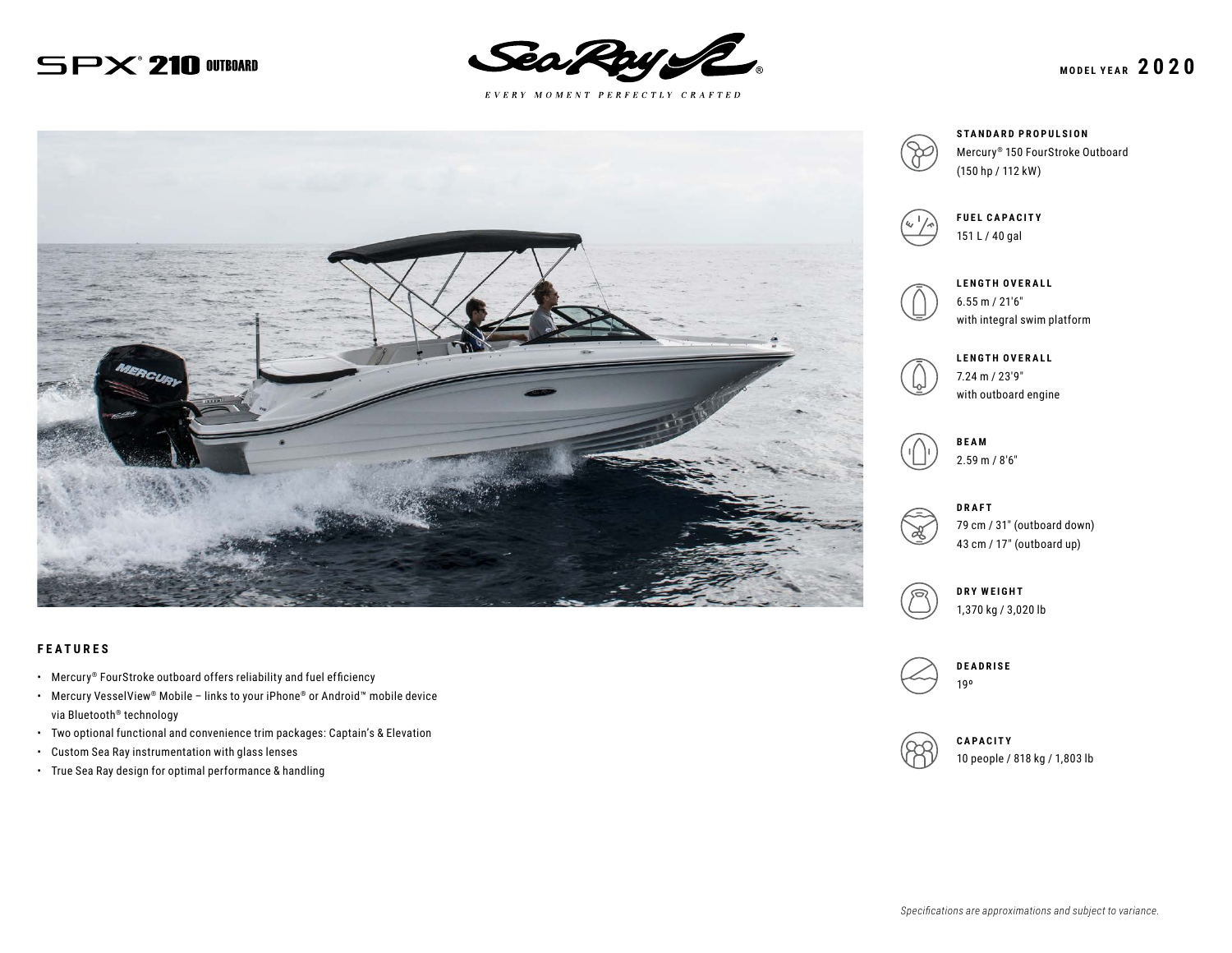# SPX® 210 OUTBOARD

Sea Ray®

*EVERY MOMENT PERFECTLY CRAFTED*

**MODEL YEAR 2020**

**STANDARD PROPULSION**
Mercury® 150 FourStroke Outboard
(150 hp / 112 kW)

**FUEL CAPACITY**
151 L / 40 gal

**LENGTH OVERALL**
6.55 m / 21'6"
with integral swim platform

**LENGTH OVERALL**
7.24 m / 23'9"
with outboard engine

**BEAM**
2.59 m / 8'6"

**DRAFT**
79 cm / 31" (outboard down)
43 cm / 17" (outboard up)

**DRY WEIGHT**
1,370 kg / 3,020 lb

**DEADRISE**
19º

**CAPACITY**
10 people / 818 kg / 1,803 lb

## FEATURES

- Mercury® FourStroke outboard offers reliability and fuel efficiency
- Mercury VesselView® Mobile – links to your iPhone® or Android™ mobile device via Bluetooth® technology
- Two optional functional and convenience trim packages: Captain's & Elevation
- Custom Sea Ray instrumentation with glass lenses
- True Sea Ray design for optimal performance & handling

*Specifications are approximations and subject to variance.*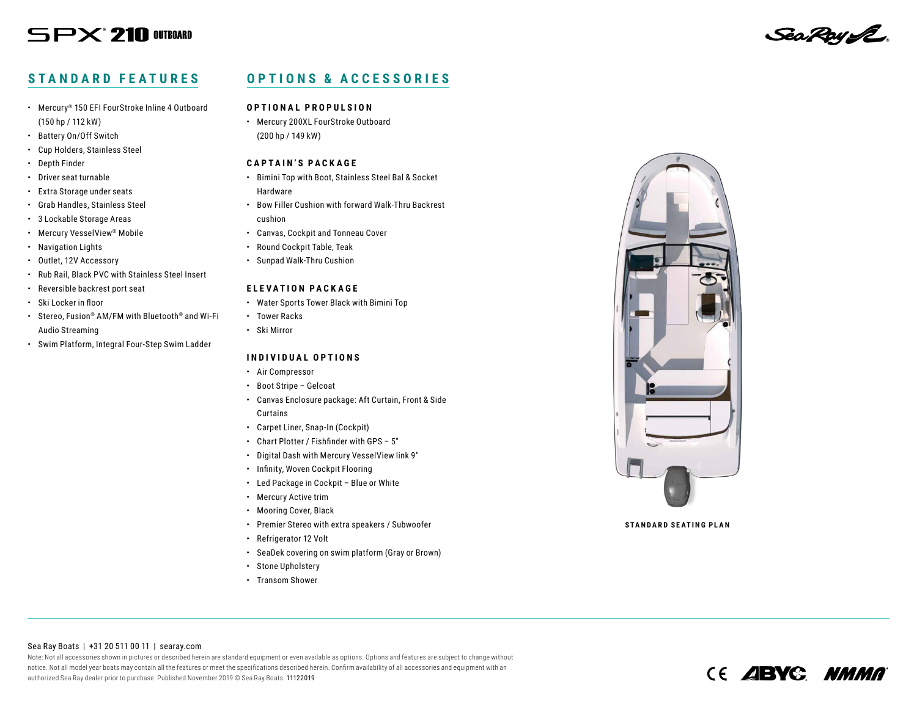# SPX® 210 OUTBOARD

## STANDARD FEATURES

- Mercury® 150 EFI FourStroke Inline 4 Outboard (150 hp / 112 kW)
- Battery On/Off Switch
- Cup Holders, Stainless Steel
- Depth Finder
- Driver seat turnable
- Extra Storage under seats
- Grab Handles, Stainless Steel
- 3 Lockable Storage Areas
- Mercury VesselView® Mobile
- Navigation Lights
- Outlet, 12V Accessory
- Rub Rail, Black PVC with Stainless Steel Insert
- Reversible backrest port seat
- Ski Locker in floor
- Stereo, Fusion® AM/FM with Bluetooth® and Wi-Fi Audio Streaming
- Swim Platform, Integral Four-Step Swim Ladder

## OPTIONS & ACCESSORIES

### OPTIONAL PROPULSION

- Mercury 200XL FourStroke Outboard (200 hp / 149 kW)

### CAPTAIN'S PACKAGE

- Bimini Top with Boot, Stainless Steel Bal & Socket Hardware
- Bow Filler Cushion with forward Walk-Thru Backrest cushion
- Canvas, Cockpit and Tonneau Cover
- Round Cockpit Table, Teak
- Sunpad Walk-Thru Cushion

### ELEVATION PACKAGE

- Water Sports Tower Black with Bimini Top
- Tower Racks
- Ski Mirror

### INDIVIDUAL OPTIONS

- Air Compressor
- Boot Stripe – Gelcoat
- Canvas Enclosure package: Aft Curtain, Front & Side Curtains
- Carpet Liner, Snap-In (Cockpit)
- Chart Plotter / Fishfinder with GPS – 5"
- Digital Dash with Mercury VesselView link 9"
- Infinity, Woven Cockpit Flooring
- Led Package in Cockpit – Blue or White
- Mercury Active trim
- Mooring Cover, Black
- Premier Stereo with extra speakers / Subwoofer
- Refrigerator 12 Volt
- SeaDek covering on swim platform (Gray or Brown)
- Stone Upholstery
- Transom Shower

STANDARD SEATING PLAN

Sea Ray Boats | +31 20 511 00 11 | searay.com

Note: Not all accessories shown in pictures or described herein are standard equipment or even available as options. Options and features are subject to change without notice. Not all model year boats may contain all the features or meet the specifications described herein. Confirm availability of all accessories and equipment with an authorized Sea Ray dealer prior to purchase. Published November 2019 © Sea Ray Boats. 11122019